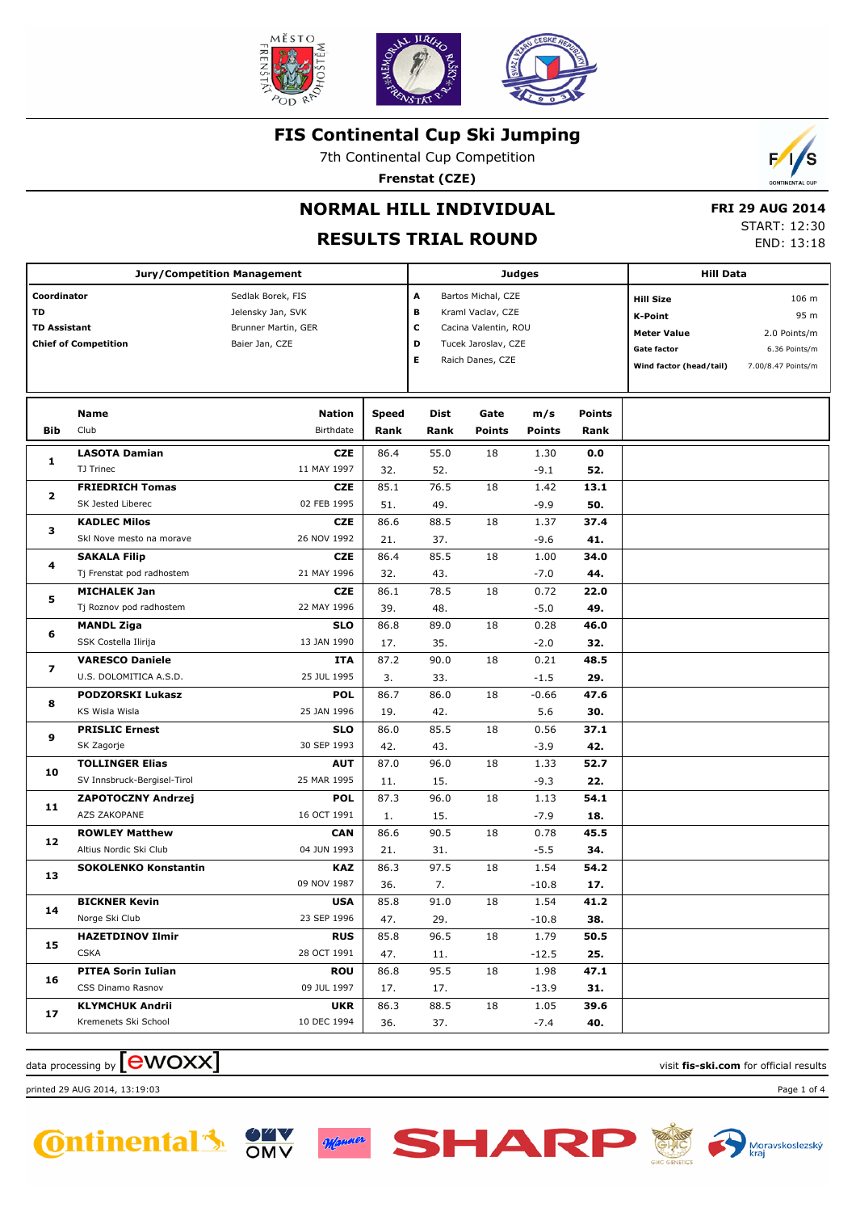# FIS Continental Cup Ski Jumping

7th Continental Cup Competition

**Frenstat (CZE)**

## NORMAL HILL INDIVIDUAL

## RESULTS TRIAL ROUND

**FRI 29 AUG 2014**

START: 12:30

END: 13:18

| Jury/Competition Management | | Judges | | Hill Data | |
|---|---|---|---|---|---|
| **Coordinator** | Sedlak Borek, FIS | **A** | Bartos Michal, CZE | **Hill Size** | 106 m |
| **TD** | Jelensky Jan, SVK | **B** | Kraml Vaclav, CZE | **K-Point** | 95 m |
| **TD Assistant** | Brunner Martin, GER | **C** | Cacina Valentin, ROU | **Meter Value** | 2.0 Points/m |
| **Chief of Competition** | Baier Jan, CZE | **D** | Tucek Jaroslav, CZE | **Gate factor** | 6.36 Points/m |
| | | **E** | Raich Danes, CZE | **Wind factor (head/tail)** | 7.00/8.47 Points/m |

| Bib | Name / Club | Nation / Birthdate | Speed / Rank | Dist / Rank | Gate / Points | m/s / Points | Points / Rank |
|---|---|---|---|---|---|---|---|
| 1 | **LASOTA Damian** | **CZE** | 86.4 | 55.0 | 18 | 1.30 | **0.0** |
| | TJ Trinec | 11 MAY 1997 | 32. | 52. | | -9.1 | **52.** |
| 2 | **FRIEDRICH Tomas** | **CZE** | 85.1 | 76.5 | 18 | 1.42 | **13.1** |
| | SK Jested Liberec | 02 FEB 1995 | 51. | 49. | | -9.9 | **50.** |
| 3 | **KADLEC Milos** | **CZE** | 86.6 | 88.5 | 18 | 1.37 | **37.4** |
| | Skl Nove mesto na morave | 26 NOV 1992 | 21. | 37. | | -9.6 | **41.** |
| 4 | **SAKALA Filip** | **CZE** | 86.4 | 85.5 | 18 | 1.00 | **34.0** |
| | Tj Frenstat pod radhostem | 21 MAY 1996 | 32. | 43. | | -7.0 | **44.** |
| 5 | **MICHALEK Jan** | **CZE** | 86.1 | 78.5 | 18 | 0.72 | **22.0** |
| | Tj Roznov pod radhostem | 22 MAY 1996 | 39. | 48. | | -5.0 | **49.** |
| 6 | **MANDL Ziga** | **SLO** | 86.8 | 89.0 | 18 | 0.28 | **46.0** |
| | SSK Costella Ilirija | 13 JAN 1990 | 17. | 35. | | -2.0 | **32.** |
| 7 | **VARESCO Daniele** | **ITA** | 87.2 | 90.0 | 18 | 0.21 | **48.5** |
| | U.S. DOLOMITICA A.S.D. | 25 JUL 1995 | 3. | 33. | | -1.5 | **29.** |
| 8 | **PODZORSKI Lukasz** | **POL** | 86.7 | 86.0 | 18 | -0.66 | **47.6** |
| | KS Wisla Wisla | 25 JAN 1996 | 19. | 42. | | 5.6 | **30.** |
| 9 | **PRISLIC Ernest** | **SLO** | 86.0 | 85.5 | 18 | 0.56 | **37.1** |
| | SK Zagorje | 30 SEP 1993 | 42. | 43. | | -3.9 | **42.** |
| 10 | **TOLLINGER Elias** | **AUT** | 87.0 | 96.0 | 18 | 1.33 | **52.7** |
| | SV Innsbruck-Bergisel-Tirol | 25 MAR 1995 | 11. | 15. | | -9.3 | **22.** |
| 11 | **ZAPOTOCZNY Andrzej** | **POL** | 87.3 | 96.0 | 18 | 1.13 | **54.1** |
| | AZS ZAKOPANE | 16 OCT 1991 | 1. | 15. | | -7.9 | **18.** |
| 12 | **ROWLEY Matthew** | **CAN** | 86.6 | 90.5 | 18 | 0.78 | **45.5** |
| | Altius Nordic Ski Club | 04 JUN 1993 | 21. | 31. | | -5.5 | **34.** |
| 13 | **SOKOLENKO Konstantin** | **KAZ** | 86.3 | 97.5 | 18 | 1.54 | **54.2** |
| | | 09 NOV 1987 | 36. | 7. | | -10.8 | **17.** |
| 14 | **BICKNER Kevin** | **USA** | 85.8 | 91.0 | 18 | 1.54 | **41.2** |
| | Norge Ski Club | 23 SEP 1996 | 47. | 29. | | -10.8 | **38.** |
| 15 | **HAZETDINOV Ilmir** | **RUS** | 85.8 | 96.5 | 18 | 1.79 | **50.5** |
| | CSKA | 28 OCT 1991 | 47. | 11. | | -12.5 | **25.** |
| 16 | **PITEA Sorin Iulian** | **ROU** | 86.8 | 95.5 | 18 | 1.98 | **47.1** |
| | CSS Dinamo Rasnov | 09 JUL 1997 | 17. | 17. | | -13.9 | **31.** |
| 17 | **KLYMCHUK Andrii** | **UKR** | 86.3 | 88.5 | 18 | 1.05 | **39.6** |
| | Kremenets Ski School | 10 DEC 1994 | 36. | 37. | | -7.4 | **40.** |

data processing by ewoxx — visit **fis-ski.com** for official results

printed 29 AUG 2014, 13:19:03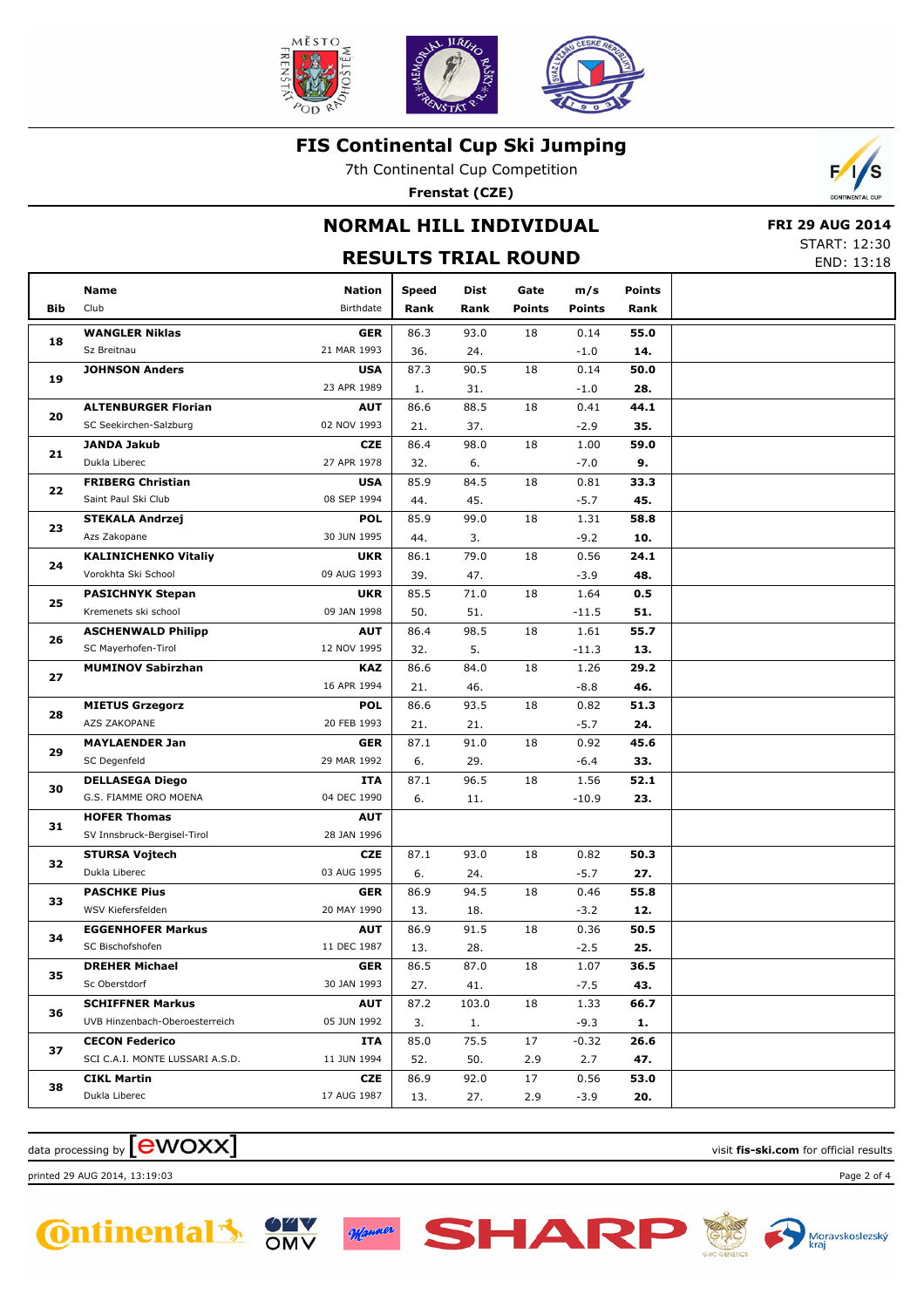# FIS Continental Cup Ski Jumping

7th Continental Cup Competition

**Frenstat (CZE)**

## NORMAL HILL INDIVIDUAL

## RESULTS TRIAL ROUND

**FRI 29 AUG 2014**
START: 12:30
END: 13:18

| Bib | Name / Club | Nation / Birthdate | Speed / Rank | Dist / Rank | Gate / Points | m/s / Points | Points / Rank |
|---|---|---|---|---|---|---|---|
| 18 | **WANGLER Niklas** | **GER** | 86.3 | 93.0 | 18 | 0.14 | **55.0** |
| | Sz Breitnau | 21 MAR 1993 | 36. | 24. | | -1.0 | **14.** |
| 19 | **JOHNSON Anders** | **USA** | 87.3 | 90.5 | 18 | 0.14 | **50.0** |
| | | 23 APR 1989 | 1. | 31. | | -1.0 | **28.** |
| 20 | **ALTENBURGER Florian** | **AUT** | 86.6 | 88.5 | 18 | 0.41 | **44.1** |
| | SC Seekirchen-Salzburg | 02 NOV 1993 | 21. | 37. | | -2.9 | **35.** |
| 21 | **JANDA Jakub** | **CZE** | 86.4 | 98.0 | 18 | 1.00 | **59.0** |
| | Dukla Liberec | 27 APR 1978 | 32. | 6. | | -7.0 | **9.** |
| 22 | **FRIBERG Christian** | **USA** | 85.9 | 84.5 | 18 | 0.81 | **33.3** |
| | Saint Paul Ski Club | 08 SEP 1994 | 44. | 45. | | -5.7 | **45.** |
| 23 | **STEKALA Andrzej** | **POL** | 85.9 | 99.0 | 18 | 1.31 | **58.8** |
| | Azs Zakopane | 30 JUN 1995 | 44. | 3. | | -9.2 | **10.** |
| 24 | **KALINICHENKO Vitaliy** | **UKR** | 86.1 | 79.0 | 18 | 0.56 | **24.1** |
| | Vorokhta Ski School | 09 AUG 1993 | 39. | 47. | | -3.9 | **48.** |
| 25 | **PASICHNYK Stepan** | **UKR** | 85.5 | 71.0 | 18 | 1.64 | **0.5** |
| | Kremenets ski school | 09 JAN 1998 | 50. | 51. | | -11.5 | **51.** |
| 26 | **ASCHENWALD Philipp** | **AUT** | 86.4 | 98.5 | 18 | 1.61 | **55.7** |
| | SC Mayerhofen-Tirol | 12 NOV 1995 | 32. | 5. | | -11.3 | **13.** |
| 27 | **MUMINOV Sabirzhan** | **KAZ** | 86.6 | 84.0 | 18 | 1.26 | **29.2** |
| | | 16 APR 1994 | 21. | 46. | | -8.8 | **46.** |
| 28 | **MIETUS Grzegorz** | **POL** | 86.6 | 93.5 | 18 | 0.82 | **51.3** |
| | AZS ZAKOPANE | 20 FEB 1993 | 21. | 21. | | -5.7 | **24.** |
| 29 | **MAYLAENDER Jan** | **GER** | 87.1 | 91.0 | 18 | 0.92 | **45.6** |
| | SC Degenfeld | 29 MAR 1992 | 6. | 29. | | -6.4 | **33.** |
| 30 | **DELLASEGA Diego** | **ITA** | 87.1 | 96.5 | 18 | 1.56 | **52.1** |
| | G.S. FIAMME ORO MOENA | 04 DEC 1990 | 6. | 11. | | -10.9 | **23.** |
| 31 | **HOFER Thomas** | **AUT** | | | | | |
| | SV Innsbruck-Bergisel-Tirol | 28 JAN 1996 | | | | | |
| 32 | **STURSA Vojtech** | **CZE** | 87.1 | 93.0 | 18 | 0.82 | **50.3** |
| | Dukla Liberec | 03 AUG 1995 | 6. | 24. | | -5.7 | **27.** |
| 33 | **PASCHKE Pius** | **GER** | 86.9 | 94.5 | 18 | 0.46 | **55.8** |
| | WSV Kiefersfelden | 20 MAY 1990 | 13. | 18. | | -3.2 | **12.** |
| 34 | **EGGENHOFER Markus** | **AUT** | 86.9 | 91.5 | 18 | 0.36 | **50.5** |
| | SC Bischofshofen | 11 DEC 1987 | 13. | 28. | | -2.5 | **25.** |
| 35 | **DREHER Michael** | **GER** | 86.5 | 87.0 | 18 | 1.07 | **36.5** |
| | Sc Oberstdorf | 30 JAN 1993 | 27. | 41. | | -7.5 | **43.** |
| 36 | **SCHIFFNER Markus** | **AUT** | 87.2 | 103.0 | 18 | 1.33 | **66.7** |
| | UVB Hinzenbach-Oberoesterreich | 05 JUN 1992 | 3. | 1. | | -9.3 | **1.** |
| 37 | **CECON Federico** | **ITA** | 85.0 | 75.5 | 17 | -0.32 | **26.6** |
| | SCI C.A.I. MONTE LUSSARI A.S.D. | 11 JUN 1994 | 52. | 50. | 2.9 | 2.7 | **47.** |
| 38 | **CIKL Martin** | **CZE** | 86.9 | 92.0 | 17 | 0.56 | **53.0** |
| | Dukla Liberec | 17 AUG 1987 | 13. | 27. | 2.9 | -3.9 | **20.** |

data processing by ewoxx — visit **fis-ski.com** for official results

printed 29 AUG 2014, 13:19:03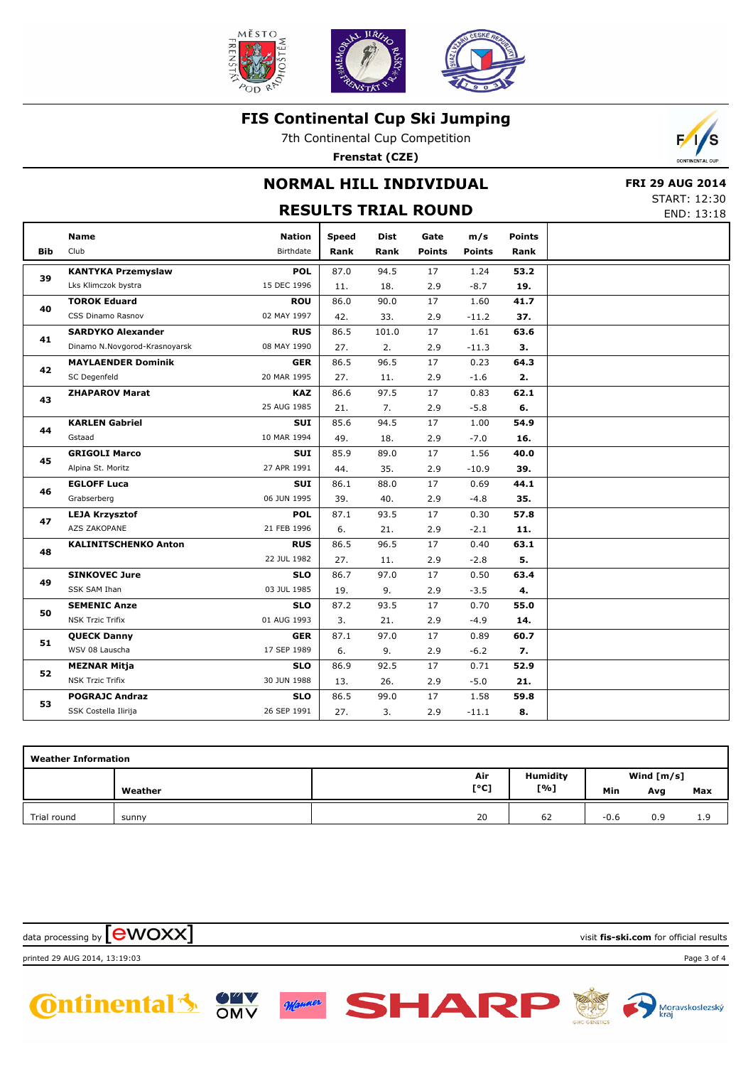# FIS Continental Cup Ski Jumping

7th Continental Cup Competition

**Frenstat (CZE)**

## NORMAL HILL INDIVIDUAL

## RESULTS TRIAL ROUND

**FRI 29 AUG 2014**
START: 12:30
END: 13:18

| Bib | Name / Club | Nation / Birthdate | Speed / Rank | Dist / Rank | Gate / Points | m/s / Points | Points / Rank |
|---|---|---|---|---|---|---|---|
| 39 | **KANTYKA Przemyslaw** | **POL** | 87.0 | 94.5 | 17 | 1.24 | **53.2** |
| | Lks Klimczok bystra | 15 DEC 1996 | 11. | 18. | 2.9 | -8.7 | **19.** |
| 40 | **TOROK Eduard** | **ROU** | 86.0 | 90.0 | 17 | 1.60 | **41.7** |
| | CSS Dinamo Rasnov | 02 MAY 1997 | 42. | 33. | 2.9 | -11.2 | **37.** |
| 41 | **SARDYKO Alexander** | **RUS** | 86.5 | 101.0 | 17 | 1.61 | **63.6** |
| | Dinamo N.Novgorod-Krasnoyarsk | 08 MAY 1990 | 27. | 2. | 2.9 | -11.3 | **3.** |
| 42 | **MAYLAENDER Dominik** | **GER** | 86.5 | 96.5 | 17 | 0.23 | **64.3** |
| | SC Degenfeld | 20 MAR 1995 | 27. | 11. | 2.9 | -1.6 | **2.** |
| 43 | **ZHAPAROV Marat** | **KAZ** | 86.6 | 97.5 | 17 | 0.83 | **62.1** |
| | | 25 AUG 1985 | 21. | 7. | 2.9 | -5.8 | **6.** |
| 44 | **KARLEN Gabriel** | **SUI** | 85.6 | 94.5 | 17 | 1.00 | **54.9** |
| | Gstaad | 10 MAR 1994 | 49. | 18. | 2.9 | -7.0 | **16.** |
| 45 | **GRIGOLI Marco** | **SUI** | 85.9 | 89.0 | 17 | 1.56 | **40.0** |
| | Alpina St. Moritz | 27 APR 1991 | 44. | 35. | 2.9 | -10.9 | **39.** |
| 46 | **EGLOFF Luca** | **SUI** | 86.1 | 88.0 | 17 | 0.69 | **44.1** |
| | Grabserberg | 06 JUN 1995 | 39. | 40. | 2.9 | -4.8 | **35.** |
| 47 | **LEJA Krzysztof** | **POL** | 87.1 | 93.5 | 17 | 0.30 | **57.8** |
| | AZS ZAKOPANE | 21 FEB 1996 | 6. | 21. | 2.9 | -2.1 | **11.** |
| 48 | **KALINITSCHENKO Anton** | **RUS** | 86.5 | 96.5 | 17 | 0.40 | **63.1** |
| | | 22 JUL 1982 | 27. | 11. | 2.9 | -2.8 | **5.** |
| 49 | **SINKOVEC Jure** | **SLO** | 86.7 | 97.0 | 17 | 0.50 | **63.4** |
| | SSK SAM Ihan | 03 JUL 1985 | 19. | 9. | 2.9 | -3.5 | **4.** |
| 50 | **SEMENIC Anze** | **SLO** | 87.2 | 93.5 | 17 | 0.70 | **55.0** |
| | NSK Trzic Trifix | 01 AUG 1993 | 3. | 21. | 2.9 | -4.9 | **14.** |
| 51 | **QUECK Danny** | **GER** | 87.1 | 97.0 | 17 | 0.89 | **60.7** |
| | WSV 08 Lauscha | 17 SEP 1989 | 6. | 9. | 2.9 | -6.2 | **7.** |
| 52 | **MEZNAR Mitja** | **SLO** | 86.9 | 92.5 | 17 | 0.71 | **52.9** |
| | NSK Trzic Trifix | 30 JUN 1988 | 13. | 26. | 2.9 | -5.0 | **21.** |
| 53 | **POGRAJC Andraz** | **SLO** | 86.5 | 99.0 | 17 | 1.58 | **59.8** |
| | SSK Costella Ilirija | 26 SEP 1991 | 27. | 3. | 2.9 | -11.1 | **8.** |

**Weather Information**

| | Weather | Air [°C] | Humidity [%] | Wind [m/s] Min | Avg | Max |
|---|---|---|---|---|---|---|
| Trial round | sunny | 20 | 62 | -0.6 | 0.9 | 1.9 |

data processing by ewoxx

visit **fis-ski.com** for official results

printed 29 AUG 2014, 13:19:03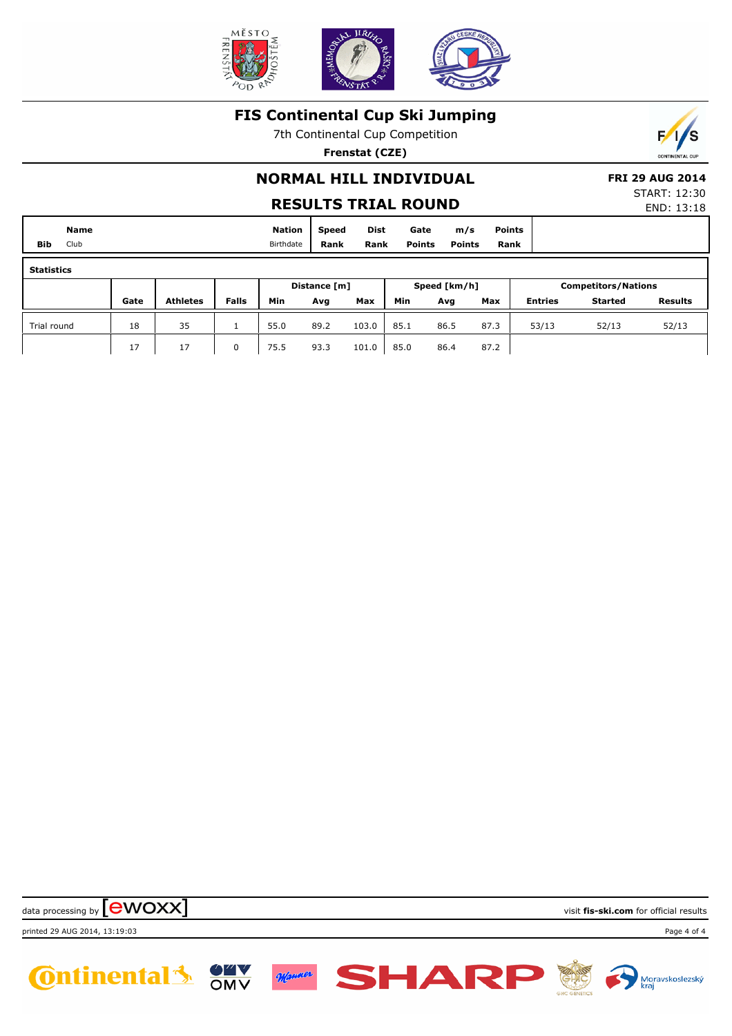# FIS Continental Cup Ski Jumping

7th Continental Cup Competition

**Frenstat (CZE)**

## NORMAL HILL INDIVIDUAL

**FRI 29 AUG 2014**
START: 12:30
END: 13:18

## RESULTS TRIAL ROUND

| Name | Nation | Speed | Dist | Gate | m/s | Points |
|---|---|---|---|---|---|---|
| Bib Club | Birthdate | Rank | Rank | Points | Points | Rank |

**Statistics**

| | Gate | Athletes | Falls | Distance [m] | | | Speed [km/h] | | | Competitors/Nations | | |
|---|---|---|---|---|---|---|---|---|---|---|---|---|
| | | | | Min | Avg | Max | Min | Avg | Max | Entries | Started | Results |
| Trial round | 18 | 35 | 1 | 55.0 | 89.2 | 103.0 | 85.1 | 86.5 | 87.3 | 53/13 | 52/13 | 52/13 |
| | 17 | 17 | 0 | 75.5 | 93.3 | 101.0 | 85.0 | 86.4 | 87.2 | | | |

data processing by [ewoxx]

visit **fis-ski.com** for official results

printed 29 AUG 2014, 13:19:03